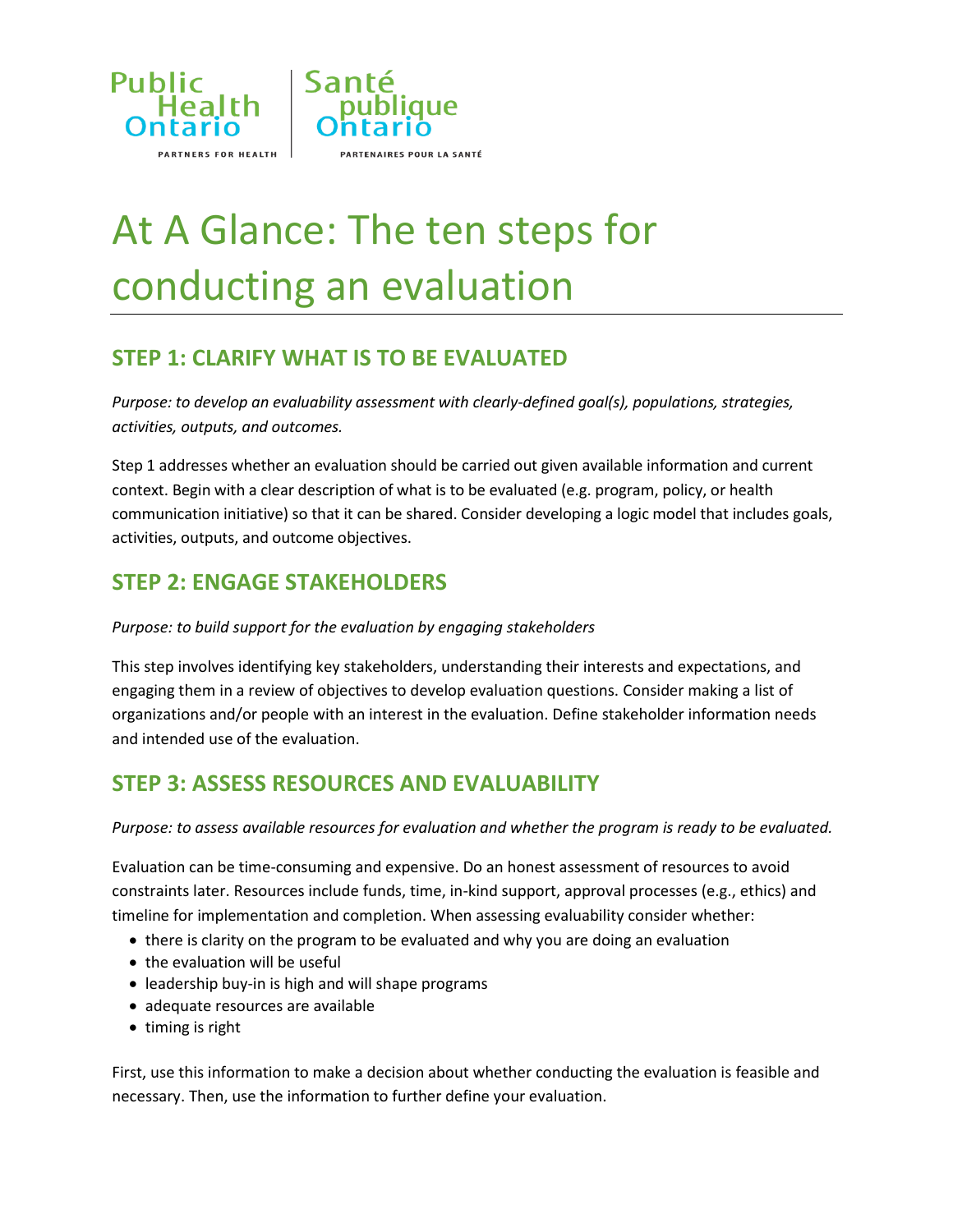Public Health Ontario | Santé publique Ontario

PARTNERS FOR HEALTH | PARTENAIRES POUR LA SANTÉ

# At A Glance: The ten steps for conducting an evaluation

## STEP 1: CLARIFY WHAT IS TO BE EVALUATED

*Purpose: to develop an evaluability assessment with clearly-defined goal(s), populations, strategies, activities, outputs, and outcomes.*

Step 1 addresses whether an evaluation should be carried out given available information and current context. Begin with a clear description of what is to be evaluated (e.g. program, policy, or health communication initiative) so that it can be shared. Consider developing a logic model that includes goals, activities, outputs, and outcome objectives.

## STEP 2: ENGAGE STAKEHOLDERS

*Purpose: to build support for the evaluation by engaging stakeholders*

This step involves identifying key stakeholders, understanding their interests and expectations, and engaging them in a review of objectives to develop evaluation questions. Consider making a list of organizations and/or people with an interest in the evaluation. Define stakeholder information needs and intended use of the evaluation.

## STEP 3: ASSESS RESOURCES AND EVALUABILITY

*Purpose: to assess available resources for evaluation and whether the program is ready to be evaluated.*

Evaluation can be time-consuming and expensive. Do an honest assessment of resources to avoid constraints later. Resources include funds, time, in-kind support, approval processes (e.g., ethics) and timeline for implementation and completion. When assessing evaluability consider whether:

- there is clarity on the program to be evaluated and why you are doing an evaluation
- the evaluation will be useful
- leadership buy-in is high and will shape programs
- adequate resources are available
- timing is right

First, use this information to make a decision about whether conducting the evaluation is feasible and necessary. Then, use the information to further define your evaluation.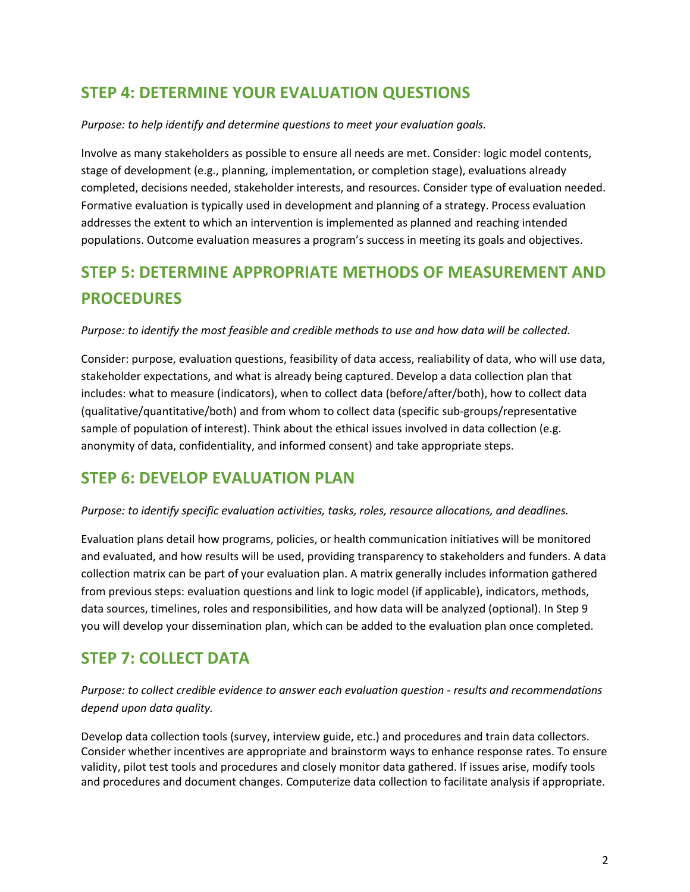## STEP 4: DETERMINE YOUR EVALUATION QUESTIONS

*Purpose: to help identify and determine questions to meet your evaluation goals.*

Involve as many stakeholders as possible to ensure all needs are met. Consider: logic model contents, stage of development (e.g., planning, implementation, or completion stage), evaluations already completed, decisions needed, stakeholder interests, and resources. Consider type of evaluation needed. Formative evaluation is typically used in development and planning of a strategy. Process evaluation addresses the extent to which an intervention is implemented as planned and reaching intended populations. Outcome evaluation measures a program's success in meeting its goals and objectives.

## STEP 5: DETERMINE APPROPRIATE METHODS OF MEASUREMENT AND PROCEDURES

*Purpose: to identify the most feasible and credible methods to use and how data will be collected.*

Consider: purpose, evaluation questions, feasibility of data access, realiability of data, who will use data, stakeholder expectations, and what is already being captured. Develop a data collection plan that includes: what to measure (indicators), when to collect data (before/after/both), how to collect data (qualitative/quantitative/both) and from whom to collect data (specific sub-groups/representative sample of population of interest). Think about the ethical issues involved in data collection (e.g. anonymity of data, confidentiality, and informed consent) and take appropriate steps.

## STEP 6: DEVELOP EVALUATION PLAN

*Purpose: to identify specific evaluation activities, tasks, roles, resource allocations, and deadlines.*

Evaluation plans detail how programs, policies, or health communication initiatives will be monitored and evaluated, and how results will be used, providing transparency to stakeholders and funders. A data collection matrix can be part of your evaluation plan. A matrix generally includes information gathered from previous steps: evaluation questions and link to logic model (if applicable), indicators, methods, data sources, timelines, roles and responsibilities, and how data will be analyzed (optional). In Step 9 you will develop your dissemination plan, which can be added to the evaluation plan once completed.

## STEP 7: COLLECT DATA

*Purpose: to collect credible evidence to answer each evaluation question - results and recommendations depend upon data quality.*

Develop data collection tools (survey, interview guide, etc.) and procedures and train data collectors. Consider whether incentives are appropriate and brainstorm ways to enhance response rates. To ensure validity, pilot test tools and procedures and closely monitor data gathered. If issues arise, modify tools and procedures and document changes. Computerize data collection to facilitate analysis if appropriate.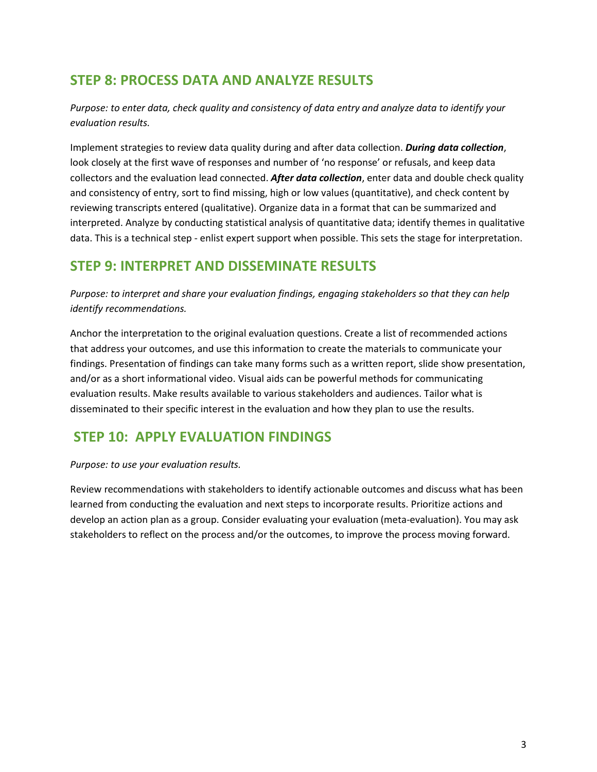## STEP 8: PROCESS DATA AND ANALYZE RESULTS

*Purpose: to enter data, check quality and consistency of data entry and analyze data to identify your evaluation results.*

Implement strategies to review data quality during and after data collection. ***During data collection***, look closely at the first wave of responses and number of 'no response' or refusals, and keep data collectors and the evaluation lead connected. ***After data collection***, enter data and double check quality and consistency of entry, sort to find missing, high or low values (quantitative), and check content by reviewing transcripts entered (qualitative). Organize data in a format that can be summarized and interpreted. Analyze by conducting statistical analysis of quantitative data; identify themes in qualitative data. This is a technical step - enlist expert support when possible. This sets the stage for interpretation.

## STEP 9: INTERPRET AND DISSEMINATE RESULTS

*Purpose: to interpret and share your evaluation findings, engaging stakeholders so that they can help identify recommendations.*

Anchor the interpretation to the original evaluation questions. Create a list of recommended actions that address your outcomes, and use this information to create the materials to communicate your findings. Presentation of findings can take many forms such as a written report, slide show presentation, and/or as a short informational video. Visual aids can be powerful methods for communicating evaluation results. Make results available to various stakeholders and audiences. Tailor what is disseminated to their specific interest in the evaluation and how they plan to use the results.

## STEP 10: APPLY EVALUATION FINDINGS

*Purpose: to use your evaluation results.*

Review recommendations with stakeholders to identify actionable outcomes and discuss what has been learned from conducting the evaluation and next steps to incorporate results. Prioritize actions and develop an action plan as a group. Consider evaluating your evaluation (meta-evaluation). You may ask stakeholders to reflect on the process and/or the outcomes, to improve the process moving forward.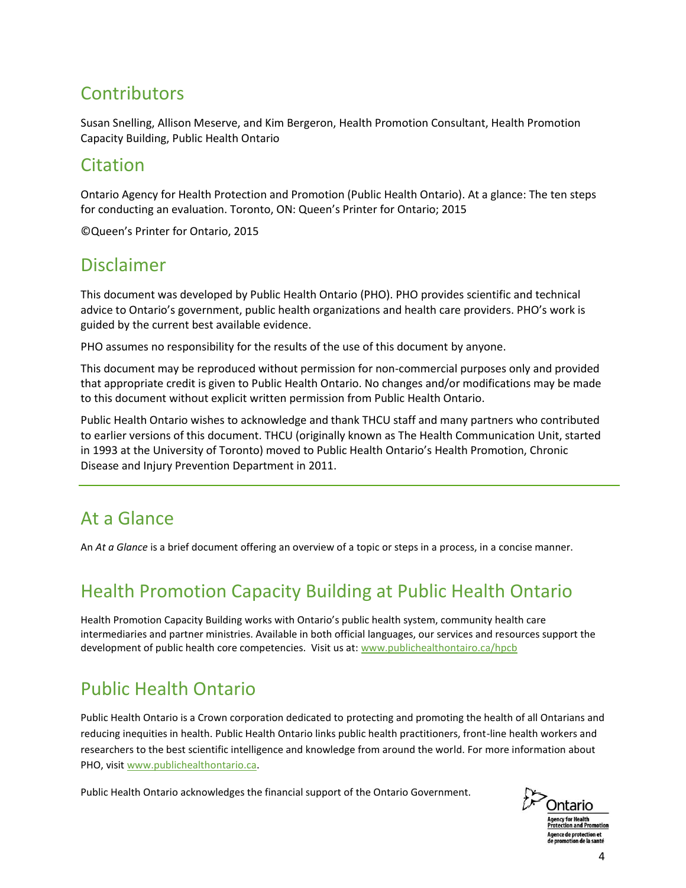## Contributors

Susan Snelling, Allison Meserve, and Kim Bergeron, Health Promotion Consultant, Health Promotion Capacity Building, Public Health Ontario

## Citation

Ontario Agency for Health Protection and Promotion (Public Health Ontario). At a glance: The ten steps for conducting an evaluation. Toronto, ON: Queen's Printer for Ontario; 2015

©Queen's Printer for Ontario, 2015

## Disclaimer

This document was developed by Public Health Ontario (PHO). PHO provides scientific and technical advice to Ontario's government, public health organizations and health care providers. PHO's work is guided by the current best available evidence.

PHO assumes no responsibility for the results of the use of this document by anyone.

This document may be reproduced without permission for non-commercial purposes only and provided that appropriate credit is given to Public Health Ontario. No changes and/or modifications may be made to this document without explicit written permission from Public Health Ontario.

Public Health Ontario wishes to acknowledge and thank THCU staff and many partners who contributed to earlier versions of this document. THCU (originally known as The Health Communication Unit, started in 1993 at the University of Toronto) moved to Public Health Ontario's Health Promotion, Chronic Disease and Injury Prevention Department in 2011.

---

## At a Glance

An *At a Glance* is a brief document offering an overview of a topic or steps in a process, in a concise manner.

## Health Promotion Capacity Building at Public Health Ontario

Health Promotion Capacity Building works with Ontario's public health system, community health care intermediaries and partner ministries. Available in both official languages, our services and resources support the development of public health core competencies. Visit us at: www.publichealthontairo.ca/hpcb

## Public Health Ontario

Public Health Ontario is a Crown corporation dedicated to protecting and promoting the health of all Ontarians and reducing inequities in health. Public Health Ontario links public health practitioners, front-line health workers and researchers to the best scientific intelligence and knowledge from around the world. For more information about PHO, visit www.publichealthontario.ca.

Public Health Ontario acknowledges the financial support of the Ontario Government.

Ontario
Agency for Health Protection and Promotion
Agence de protection et de promotion de la santé